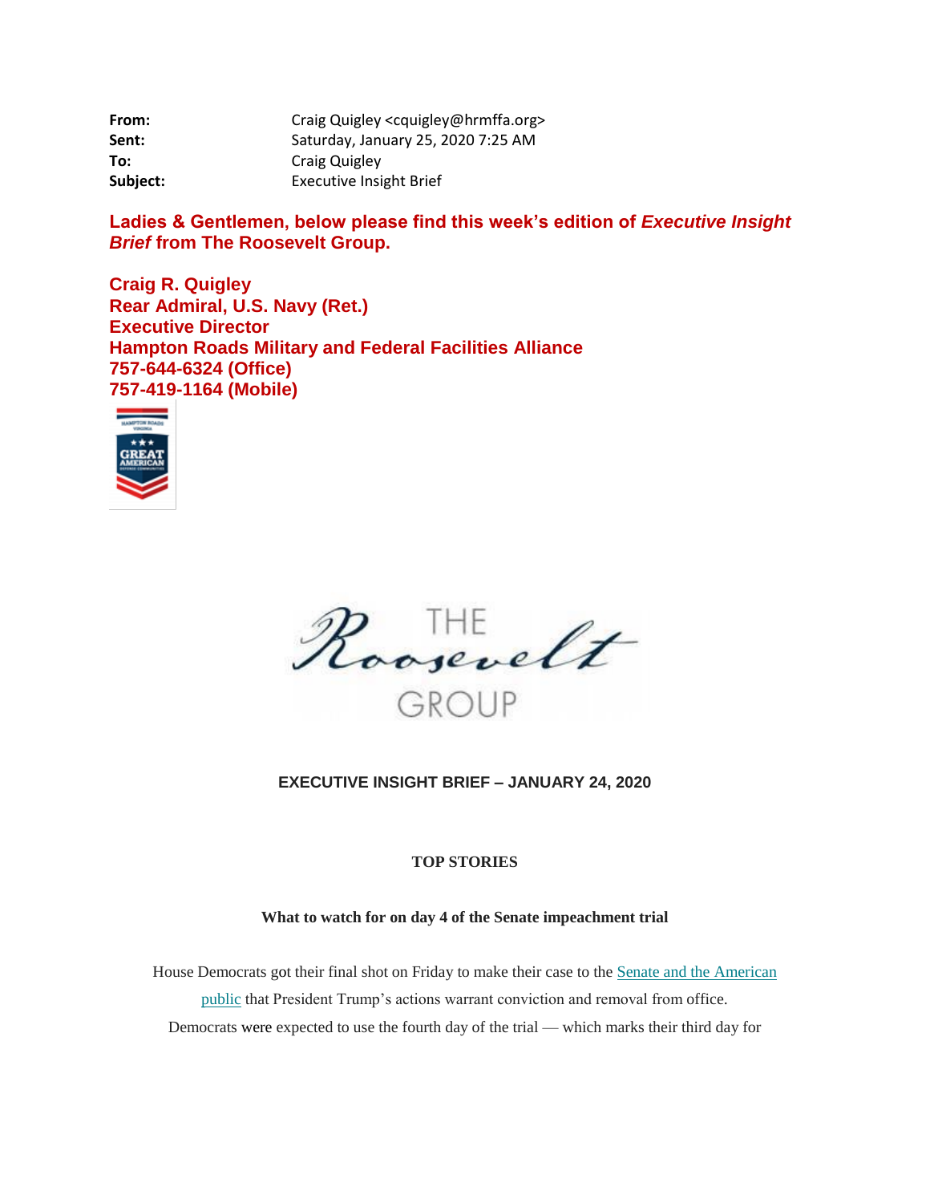| | |
|---|---|
| **From:** | Craig Quigley <cquigley@hrmffa.org> |
| **Sent:** | Saturday, January 25, 2020 7:25 AM |
| **To:** | Craig Quigley |
| **Subject:** | Executive Insight Brief |

**Ladies & Gentlemen, below please find this week's edition of *Executive Insight Brief* from The Roosevelt Group.**

**Craig R. Quigley**
**Rear Admiral, U.S. Navy (Ret.)**
**Executive Director**
**Hampton Roads Military and Federal Facilities Alliance**
**757-644-6324 (Office)**
**757-419-1164 (Mobile)**

THE Roosevelt GROUP

**EXECUTIVE INSIGHT BRIEF – JANUARY 24, 2020**

**TOP STORIES**

**What to watch for on day 4 of the Senate impeachment trial**

House Democrats got their final shot on Friday to make their case to the Senate and the American public that President Trump's actions warrant conviction and removal from office. Democrats were expected to use the fourth day of the trial — which marks their third day for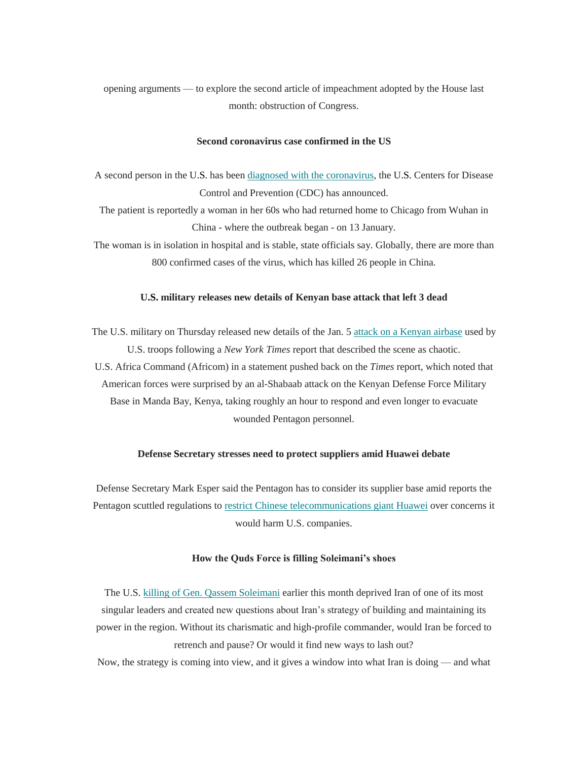opening arguments — to explore the second article of impeachment adopted by the House last month: obstruction of Congress.

**Second coronavirus case confirmed in the US**

A second person in the U.S. has been diagnosed with the coronavirus, the U.S. Centers for Disease Control and Prevention (CDC) has announced.

The patient is reportedly a woman in her 60s who had returned home to Chicago from Wuhan in China - where the outbreak began - on 13 January.

The woman is in isolation in hospital and is stable, state officials say. Globally, there are more than 800 confirmed cases of the virus, which has killed 26 people in China.

**U.S. military releases new details of Kenyan base attack that left 3 dead**

The U.S. military on Thursday released new details of the Jan. 5 attack on a Kenyan airbase used by U.S. troops following a *New York Times* report that described the scene as chaotic.

U.S. Africa Command (Africom) in a statement pushed back on the *Times* report, which noted that American forces were surprised by an al-Shabaab attack on the Kenyan Defense Force Military Base in Manda Bay, Kenya, taking roughly an hour to respond and even longer to evacuate wounded Pentagon personnel.

**Defense Secretary stresses need to protect suppliers amid Huawei debate**

Defense Secretary Mark Esper said the Pentagon has to consider its supplier base amid reports the Pentagon scuttled regulations to restrict Chinese telecommunications giant Huawei over concerns it would harm U.S. companies.

**How the Quds Force is filling Soleimani's shoes**

The U.S. killing of Gen. Qassem Soleimani earlier this month deprived Iran of one of its most singular leaders and created new questions about Iran's strategy of building and maintaining its power in the region. Without its charismatic and high-profile commander, would Iran be forced to retrench and pause? Or would it find new ways to lash out?

Now, the strategy is coming into view, and it gives a window into what Iran is doing — and what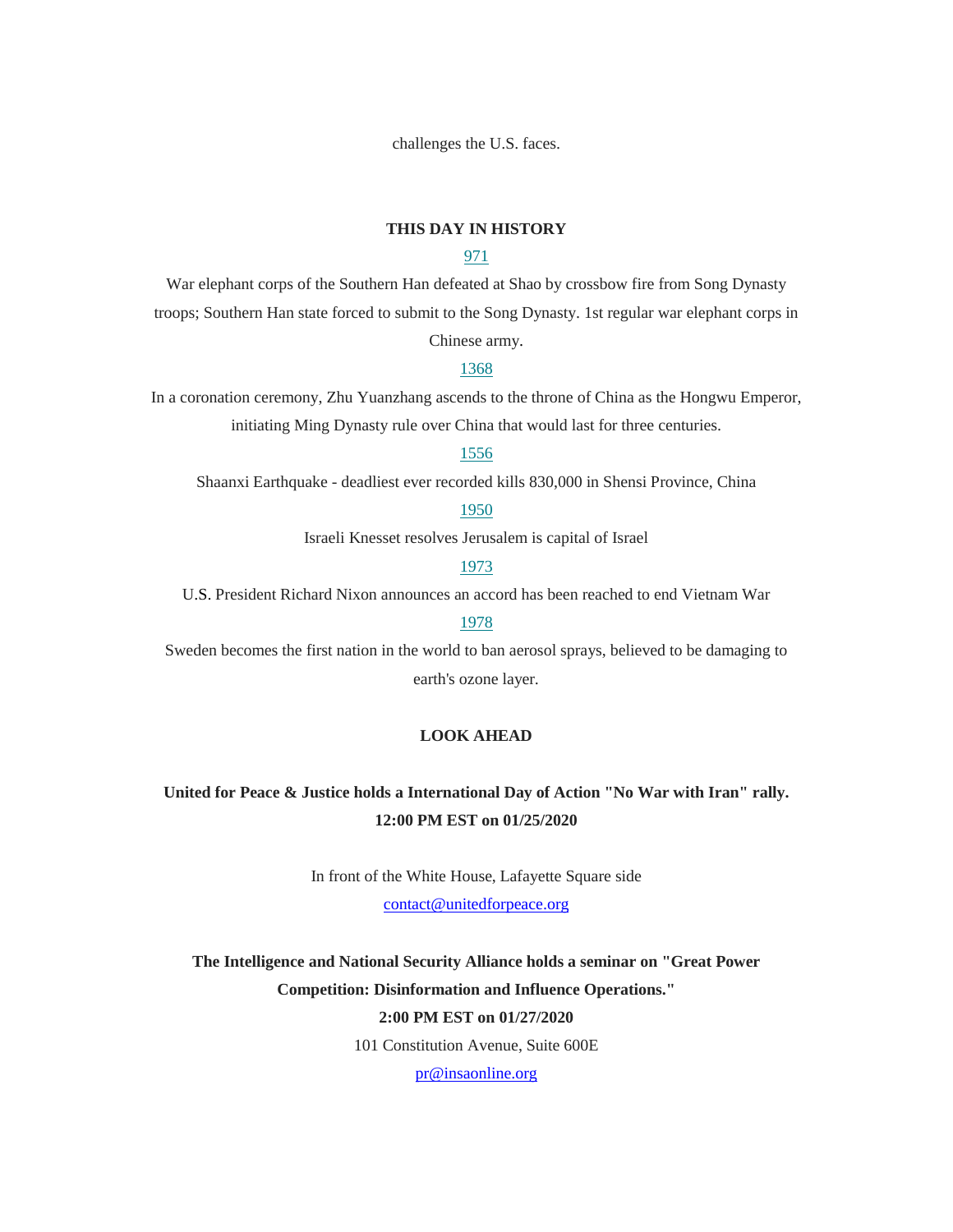challenges the U.S. faces.

**THIS DAY IN HISTORY**

971

War elephant corps of the Southern Han defeated at Shao by crossbow fire from Song Dynasty troops; Southern Han state forced to submit to the Song Dynasty. 1st regular war elephant corps in Chinese army.

1368

In a coronation ceremony, Zhu Yuanzhang ascends to the throne of China as the Hongwu Emperor, initiating Ming Dynasty rule over China that would last for three centuries.

1556

Shaanxi Earthquake - deadliest ever recorded kills 830,000 in Shensi Province, China

1950

Israeli Knesset resolves Jerusalem is capital of Israel

1973

U.S. President Richard Nixon announces an accord has been reached to end Vietnam War

1978

Sweden becomes the first nation in the world to ban aerosol sprays, believed to be damaging to earth's ozone layer.

**LOOK AHEAD**

**United for Peace & Justice holds a International Day of Action "No War with Iran" rally.**
**12:00 PM EST on 01/25/2020**

In front of the White House, Lafayette Square side
contact@unitedforpeace.org

**The Intelligence and National Security Alliance holds a seminar on "Great Power Competition: Disinformation and Influence Operations."**
**2:00 PM EST on 01/27/2020**

101 Constitution Avenue, Suite 600E
pr@insaonline.org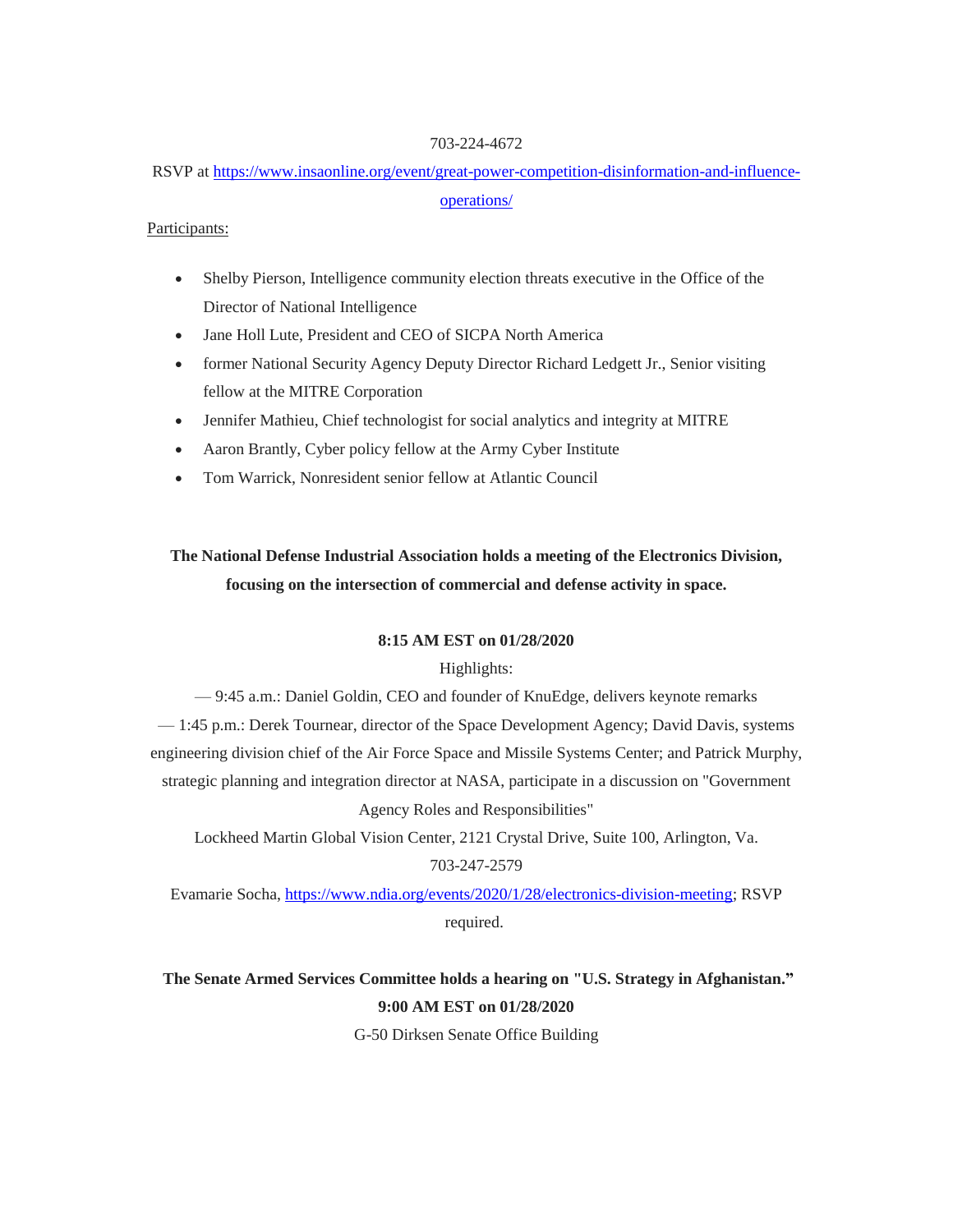703-224-4672

RSVP at https://www.insaonline.org/event/great-power-competition-disinformation-and-influence-operations/

Participants:

- Shelby Pierson, Intelligence community election threats executive in the Office of the Director of National Intelligence
- Jane Holl Lute, President and CEO of SICPA North America
- former National Security Agency Deputy Director Richard Ledgett Jr., Senior visiting fellow at the MITRE Corporation
- Jennifer Mathieu, Chief technologist for social analytics and integrity at MITRE
- Aaron Brantly, Cyber policy fellow at the Army Cyber Institute
- Tom Warrick, Nonresident senior fellow at Atlantic Council

**The National Defense Industrial Association holds a meeting of the Electronics Division, focusing on the intersection of commercial and defense activity in space.**

**8:15 AM EST on 01/28/2020**

Highlights:

— 9:45 a.m.: Daniel Goldin, CEO and founder of KnuEdge, delivers keynote remarks

— 1:45 p.m.: Derek Tournear, director of the Space Development Agency; David Davis, systems engineering division chief of the Air Force Space and Missile Systems Center; and Patrick Murphy, strategic planning and integration director at NASA, participate in a discussion on "Government Agency Roles and Responsibilities"

Lockheed Martin Global Vision Center, 2121 Crystal Drive, Suite 100, Arlington, Va.

703-247-2579

Evamarie Socha, https://www.ndia.org/events/2020/1/28/electronics-division-meeting; RSVP required.

**The Senate Armed Services Committee holds a hearing on "U.S. Strategy in Afghanistan."**

**9:00 AM EST on 01/28/2020**

G-50 Dirksen Senate Office Building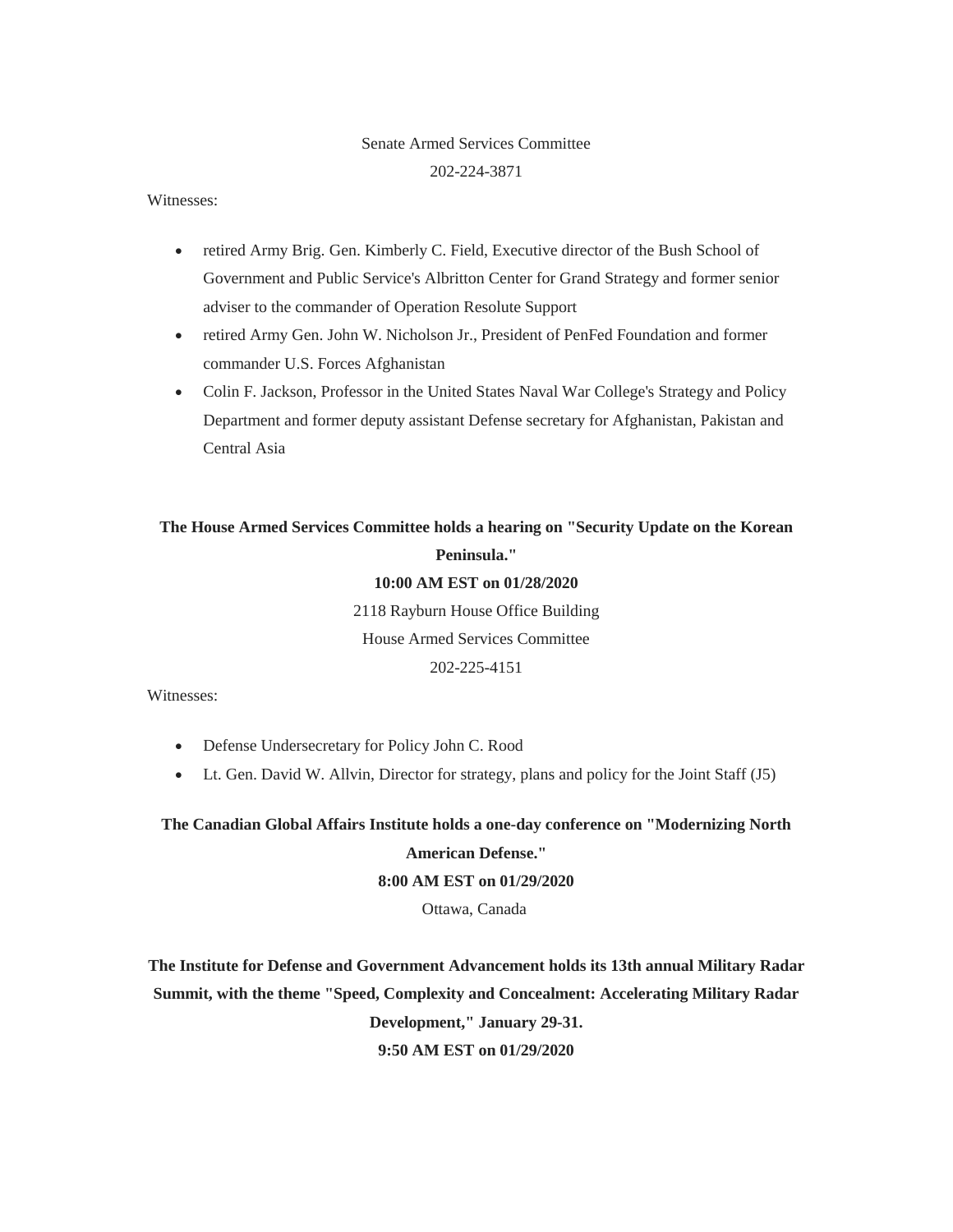Senate Armed Services Committee

202-224-3871

Witnesses:

- retired Army Brig. Gen. Kimberly C. Field, Executive director of the Bush School of Government and Public Service's Albritton Center for Grand Strategy and former senior adviser to the commander of Operation Resolute Support
- retired Army Gen. John W. Nicholson Jr., President of PenFed Foundation and former commander U.S. Forces Afghanistan
- Colin F. Jackson, Professor in the United States Naval War College's Strategy and Policy Department and former deputy assistant Defense secretary for Afghanistan, Pakistan and Central Asia

**The House Armed Services Committee holds a hearing on "Security Update on the Korean Peninsula."**

**10:00 AM EST on 01/28/2020**

2118 Rayburn House Office Building

House Armed Services Committee

202-225-4151

Witnesses:

- Defense Undersecretary for Policy John C. Rood
- Lt. Gen. David W. Allvin, Director for strategy, plans and policy for the Joint Staff (J5)

**The Canadian Global Affairs Institute holds a one-day conference on "Modernizing North American Defense."**

**8:00 AM EST on 01/29/2020**

Ottawa, Canada

**The Institute for Defense and Government Advancement holds its 13th annual Military Radar Summit, with the theme "Speed, Complexity and Concealment: Accelerating Military Radar Development," January 29-31.**

**9:50 AM EST on 01/29/2020**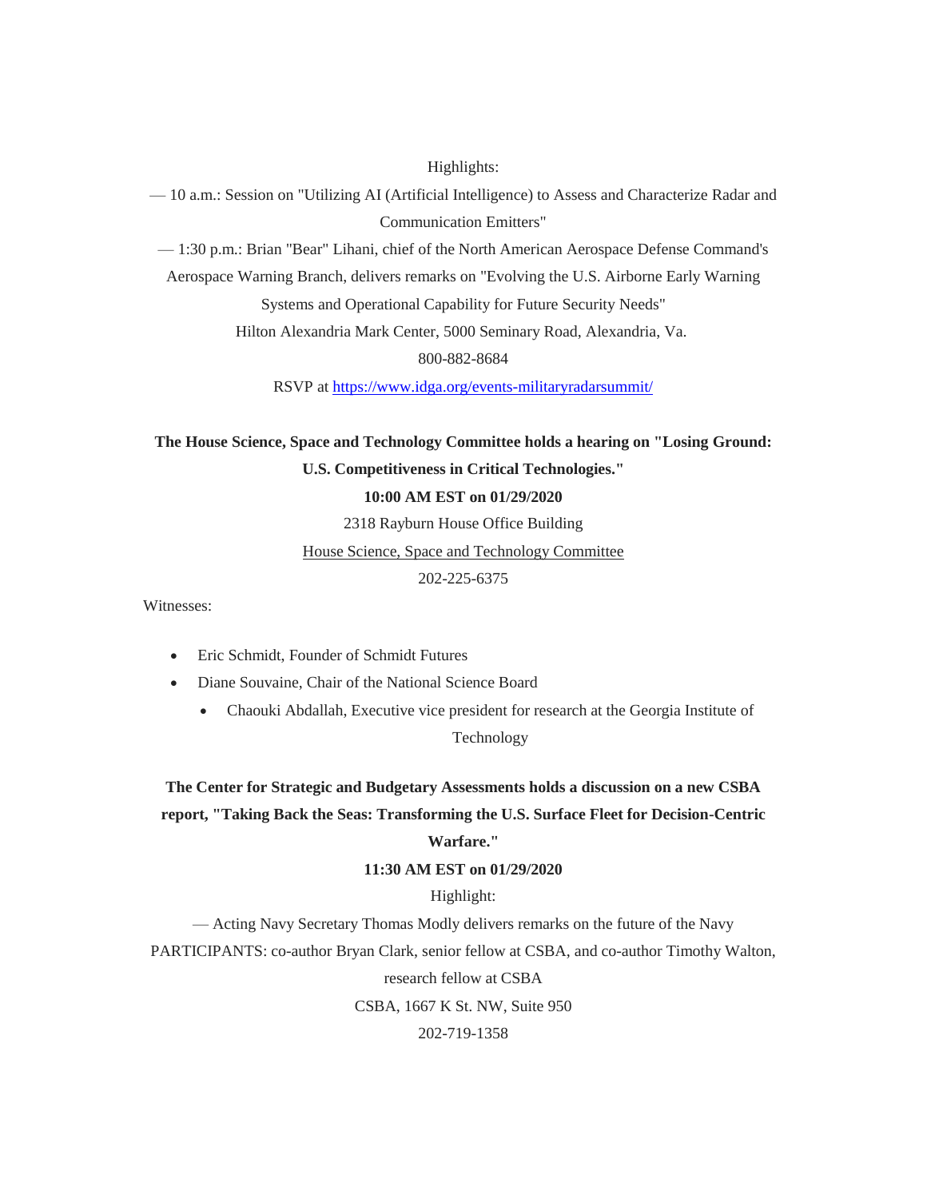Highlights:

— 10 a.m.: Session on "Utilizing AI (Artificial Intelligence) to Assess and Characterize Radar and Communication Emitters"

— 1:30 p.m.: Brian "Bear" Lihani, chief of the North American Aerospace Defense Command's Aerospace Warning Branch, delivers remarks on "Evolving the U.S. Airborne Early Warning Systems and Operational Capability for Future Security Needs"

Hilton Alexandria Mark Center, 5000 Seminary Road, Alexandria, Va.

800-882-8684

RSVP at [https://www.idga.org/events-militaryradarsummit/](https://www.idga.org/events-militaryradarsummit/)

**The House Science, Space and Technology Committee holds a hearing on "Losing Ground: U.S. Competitiveness in Critical Technologies."**

**10:00 AM EST on 01/29/2020**

2318 Rayburn House Office Building

House Science, Space and Technology Committee

202-225-6375

Witnesses:

- Eric Schmidt, Founder of Schmidt Futures
- Diane Souvaine, Chair of the National Science Board
    - Chaouki Abdallah, Executive vice president for research at the Georgia Institute of Technology

**The Center for Strategic and Budgetary Assessments holds a discussion on a new CSBA report, "Taking Back the Seas: Transforming the U.S. Surface Fleet for Decision-Centric Warfare."**

**11:30 AM EST on 01/29/2020**

Highlight:

— Acting Navy Secretary Thomas Modly delivers remarks on the future of the Navy

PARTICIPANTS: co-author Bryan Clark, senior fellow at CSBA, and co-author Timothy Walton, research fellow at CSBA

CSBA, 1667 K St. NW, Suite 950

202-719-1358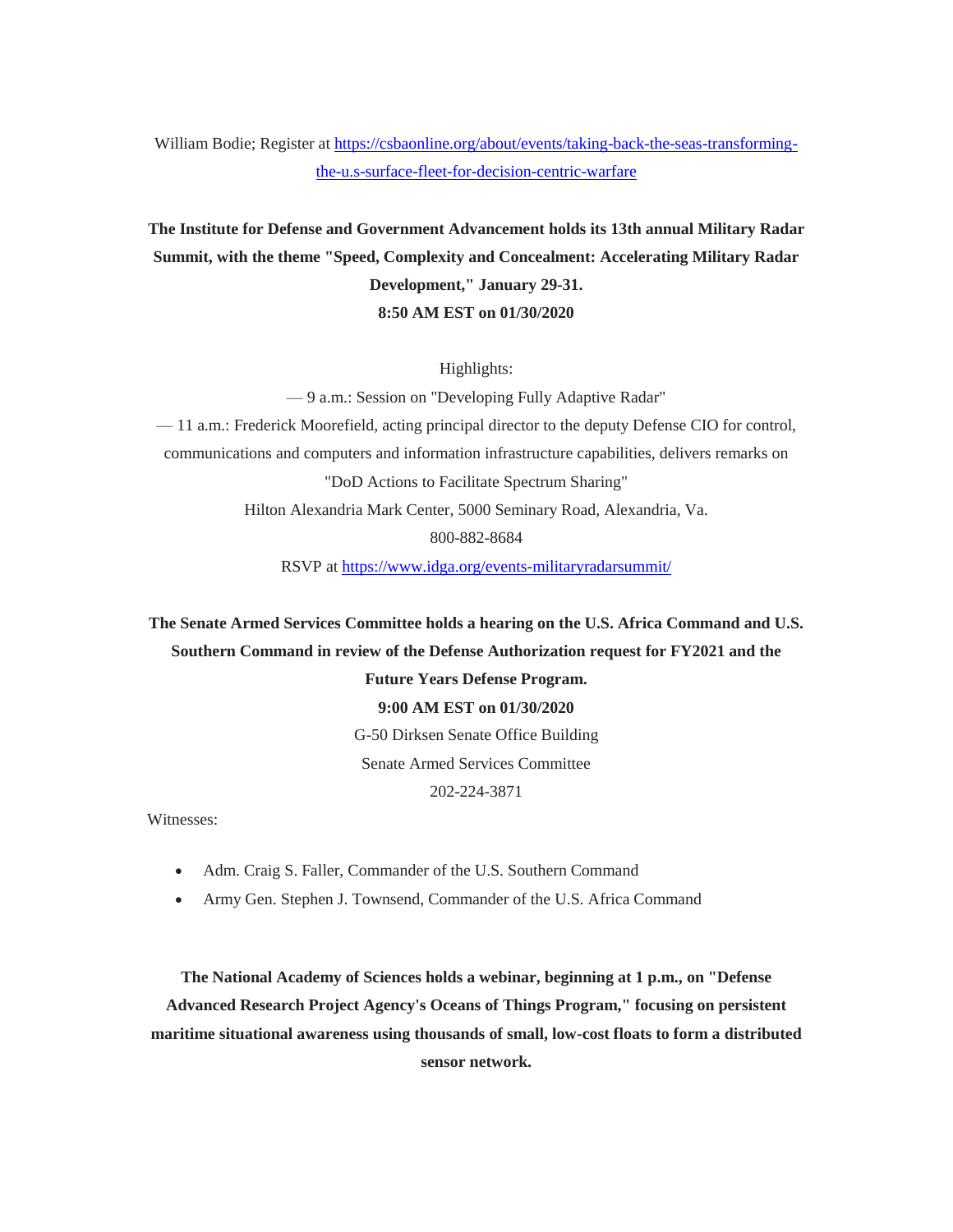William Bodie; Register at https://csbaonline.org/about/events/taking-back-the-seas-transforming-the-u.s-surface-fleet-for-decision-centric-warfare

**The Institute for Defense and Government Advancement holds its 13th annual Military Radar Summit, with the theme "Speed, Complexity and Concealment: Accelerating Military Radar Development," January 29-31.**
**8:50 AM EST on 01/30/2020**

Highlights:

— 9 a.m.: Session on "Developing Fully Adaptive Radar"

— 11 a.m.: Frederick Moorefield, acting principal director to the deputy Defense CIO for control, communications and computers and information infrastructure capabilities, delivers remarks on "DoD Actions to Facilitate Spectrum Sharing"

Hilton Alexandria Mark Center, 5000 Seminary Road, Alexandria, Va.

800-882-8684

RSVP at https://www.idga.org/events-militaryradarsummit/

**The Senate Armed Services Committee holds a hearing on the U.S. Africa Command and U.S. Southern Command in review of the Defense Authorization request for FY2021 and the Future Years Defense Program.**
**9:00 AM EST on 01/30/2020**

G-50 Dirksen Senate Office Building

Senate Armed Services Committee

202-224-3871

Witnesses:

- Adm. Craig S. Faller, Commander of the U.S. Southern Command
- Army Gen. Stephen J. Townsend, Commander of the U.S. Africa Command

**The National Academy of Sciences holds a webinar, beginning at 1 p.m., on "Defense Advanced Research Project Agency's Oceans of Things Program," focusing on persistent maritime situational awareness using thousands of small, low-cost floats to form a distributed sensor network.**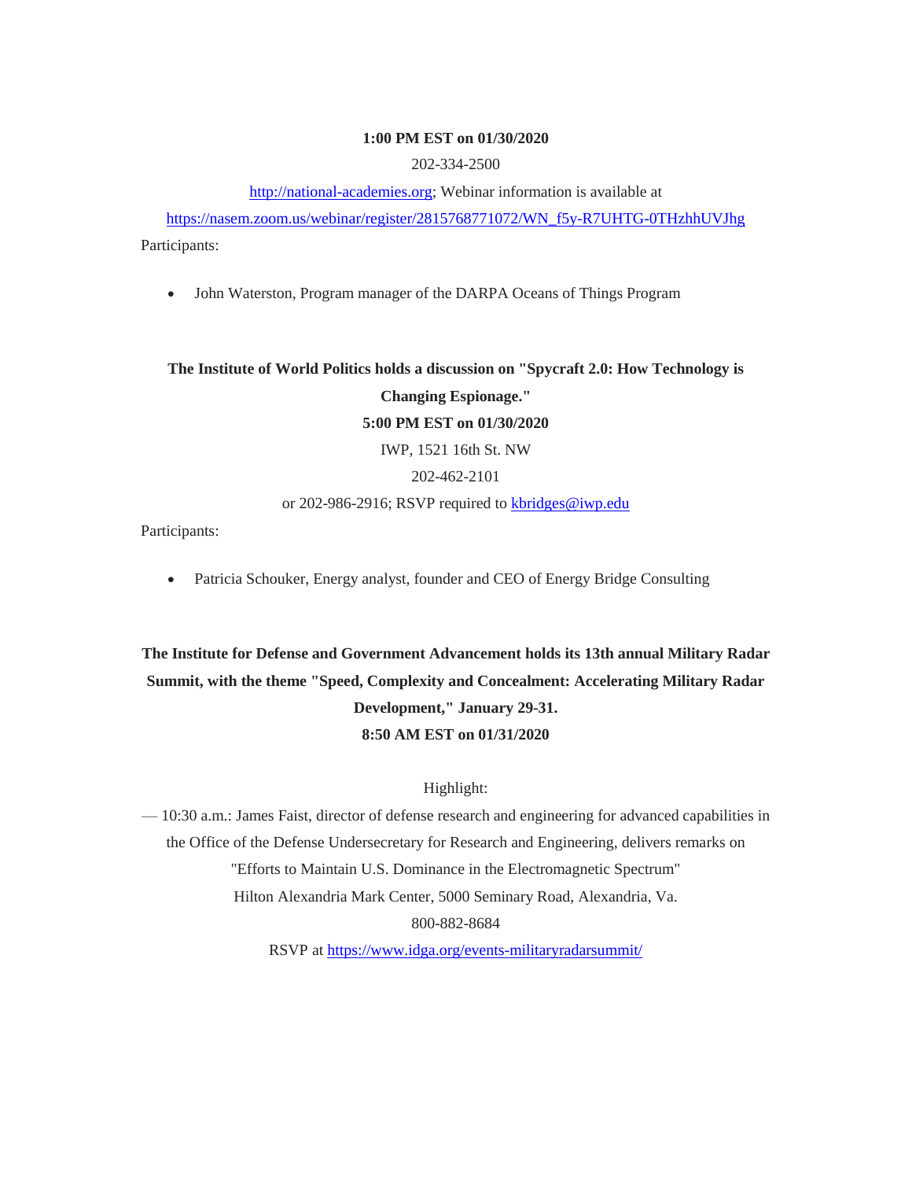**1:00 PM EST on 01/30/2020**

202-334-2500

http://national-academies.org; Webinar information is available at https://nasem.zoom.us/webinar/register/2815768771072/WN_f5y-R7UHTG-0THzhhUVJhg

Participants:

- John Waterston, Program manager of the DARPA Oceans of Things Program

**The Institute of World Politics holds a discussion on "Spycraft 2.0: How Technology is Changing Espionage."**

**5:00 PM EST on 01/30/2020**

IWP, 1521 16th St. NW

202-462-2101

or 202-986-2916; RSVP required to kbridges@iwp.edu

Participants:

- Patricia Schouker, Energy analyst, founder and CEO of Energy Bridge Consulting

**The Institute for Defense and Government Advancement holds its 13th annual Military Radar Summit, with the theme "Speed, Complexity and Concealment: Accelerating Military Radar Development," January 29-31.**

**8:50 AM EST on 01/31/2020**

Highlight:

— 10:30 a.m.: James Faist, director of defense research and engineering for advanced capabilities in the Office of the Defense Undersecretary for Research and Engineering, delivers remarks on "Efforts to Maintain U.S. Dominance in the Electromagnetic Spectrum"

Hilton Alexandria Mark Center, 5000 Seminary Road, Alexandria, Va.

800-882-8684

RSVP at https://www.idga.org/events-militaryradarsummit/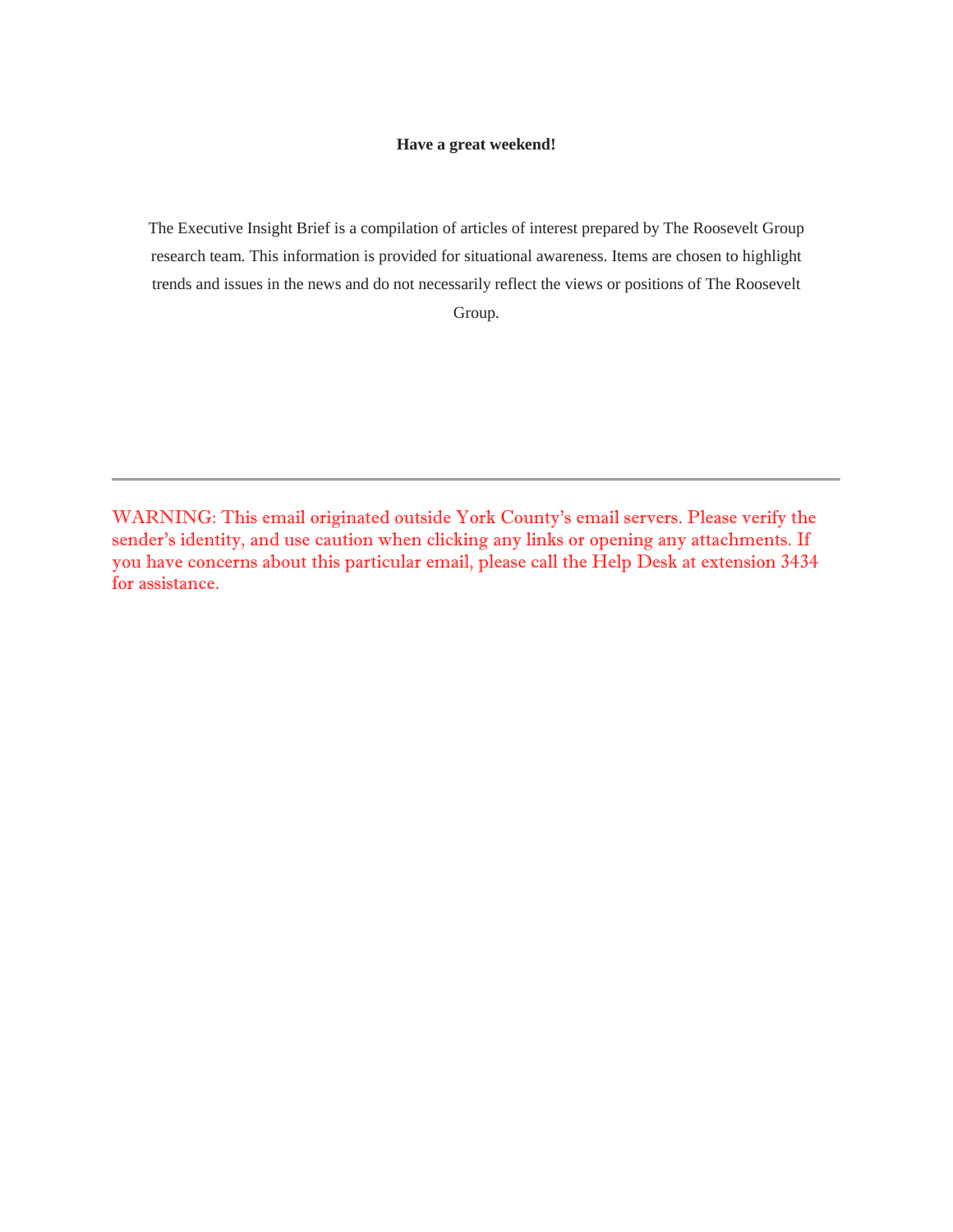**Have a great weekend!**

The Executive Insight Brief is a compilation of articles of interest prepared by The Roosevelt Group research team. This information is provided for situational awareness. Items are chosen to highlight trends and issues in the news and do not necessarily reflect the views or positions of The Roosevelt Group.

---

WARNING: This email originated outside York County's email servers. Please verify the sender's identity, and use caution when clicking any links or opening any attachments. If you have concerns about this particular email, please call the Help Desk at extension 3434 for assistance.